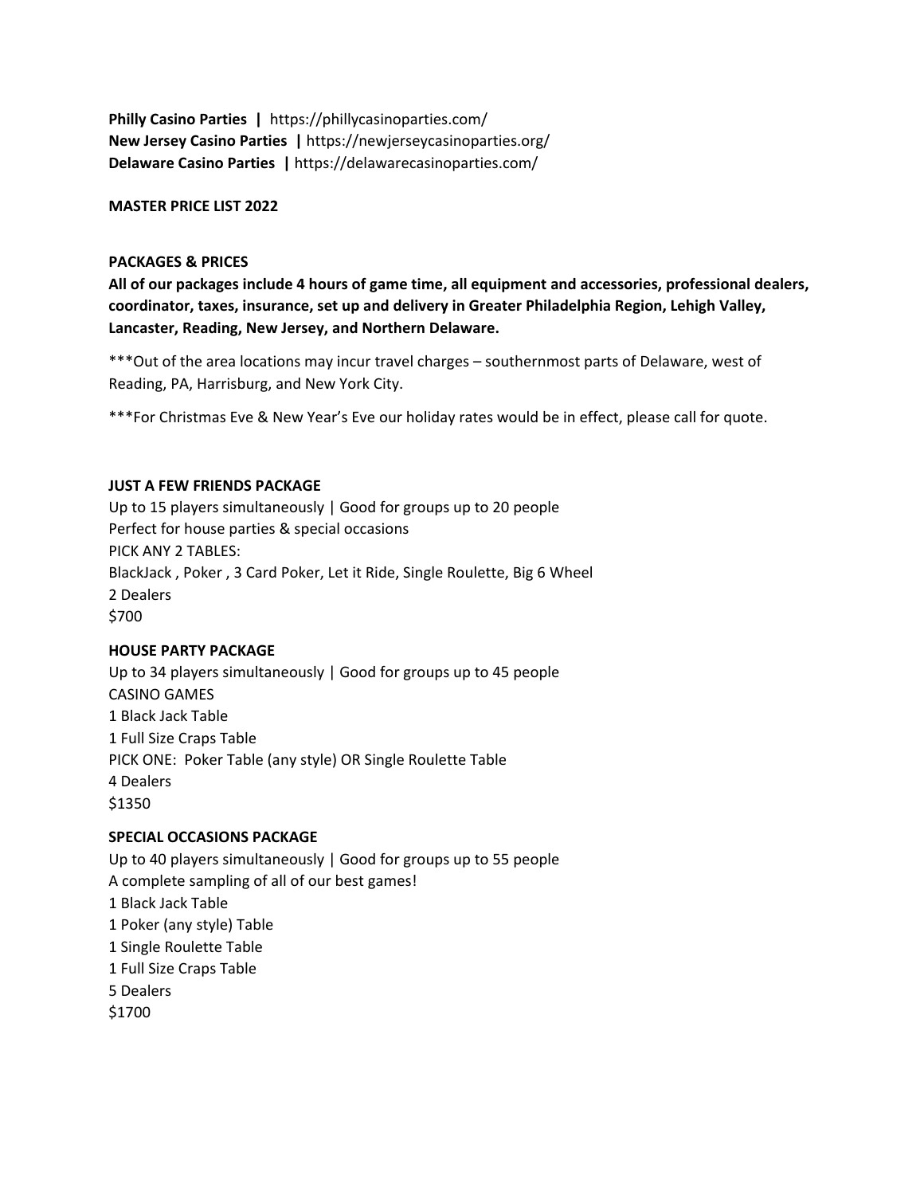**Philly Casino Parties |** https://phillycasinoparties.com/
**New Jersey Casino Parties |** https://newjerseycasinoparties.org/
**Delaware Casino Parties |** https://delawarecasinoparties.com/

**MASTER PRICE LIST 2022**

**PACKAGES & PRICES**

**All of our packages include 4 hours of game time, all equipment and accessories, professional dealers, coordinator, taxes, insurance, set up and delivery in Greater Philadelphia Region, Lehigh Valley, Lancaster, Reading, New Jersey, and Northern Delaware.**

***Out of the area locations may incur travel charges – southernmost parts of Delaware, west of Reading, PA, Harrisburg, and New York City.

***For Christmas Eve & New Year's Eve our holiday rates would be in effect, please call for quote.

**JUST A FEW FRIENDS PACKAGE**

Up to 15 players simultaneously | Good for groups up to 20 people
Perfect for house parties & special occasions
PICK ANY 2 TABLES:
BlackJack , Poker , 3 Card Poker, Let it Ride, Single Roulette, Big 6 Wheel
2 Dealers
$700

**HOUSE PARTY PACKAGE**

Up to 34 players simultaneously | Good for groups up to 45 people
CASINO GAMES
1 Black Jack Table
1 Full Size Craps Table
PICK ONE: Poker Table (any style) OR Single Roulette Table
4 Dealers
$1350

**SPECIAL OCCASIONS PACKAGE**

Up to 40 players simultaneously | Good for groups up to 55 people
A complete sampling of all of our best games!
1 Black Jack Table
1 Poker (any style) Table
1 Single Roulette Table
1 Full Size Craps Table
5 Dealers
$1700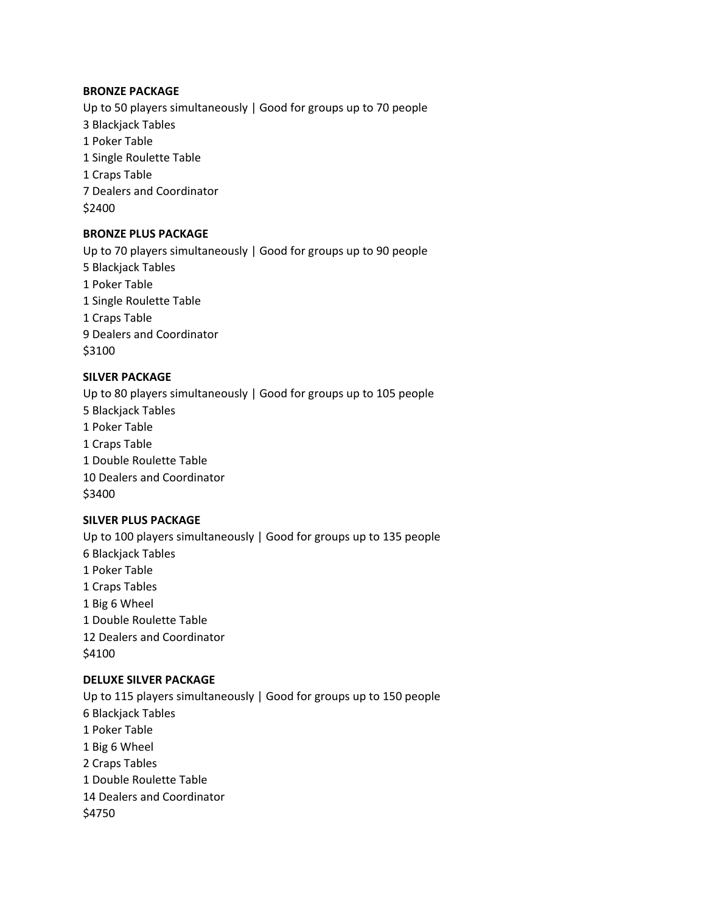**BRONZE PACKAGE**

Up to 50 players simultaneously | Good for groups up to 70 people
3 Blackjack Tables
1 Poker Table
1 Single Roulette Table
1 Craps Table
7 Dealers and Coordinator
$2400

**BRONZE PLUS PACKAGE**

Up to 70 players simultaneously | Good for groups up to 90 people
5 Blackjack Tables
1 Poker Table
1 Single Roulette Table
1 Craps Table
9 Dealers and Coordinator
$3100

**SILVER PACKAGE**

Up to 80 players simultaneously | Good for groups up to 105 people
5 Blackjack Tables
1 Poker Table
1 Craps Table
1 Double Roulette Table
10 Dealers and Coordinator
$3400

**SILVER PLUS PACKAGE**

Up to 100 players simultaneously | Good for groups up to 135 people
6 Blackjack Tables
1 Poker Table
1 Craps Tables
1 Big 6 Wheel
1 Double Roulette Table
12 Dealers and Coordinator
$4100

**DELUXE SILVER PACKAGE**

Up to 115 players simultaneously | Good for groups up to 150 people
6 Blackjack Tables
1 Poker Table
1 Big 6 Wheel
2 Craps Tables
1 Double Roulette Table
14 Dealers and Coordinator
$4750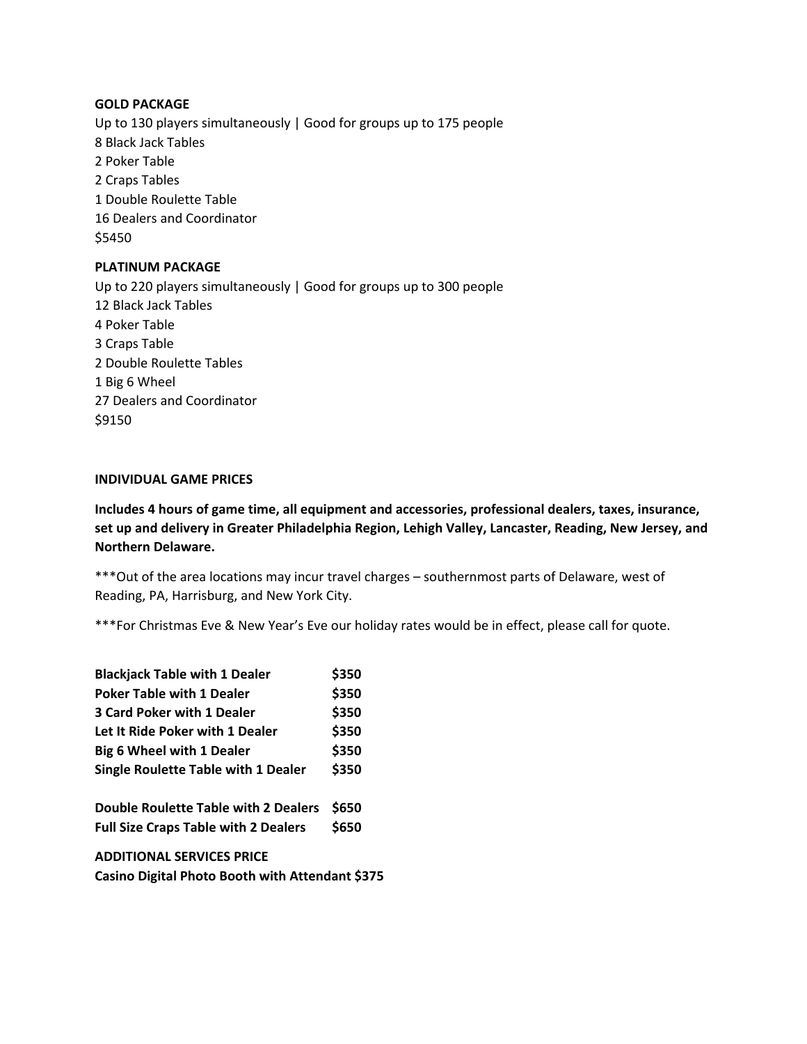**GOLD PACKAGE**
Up to 130 players simultaneously | Good for groups up to 175 people
8 Black Jack Tables
2 Poker Table
2 Craps Tables
1 Double Roulette Table
16 Dealers and Coordinator
$5450

**PLATINUM PACKAGE**
Up to 220 players simultaneously | Good for groups up to 300 people
12 Black Jack Tables
4 Poker Table
3 Craps Table
2 Double Roulette Tables
1 Big 6 Wheel
27 Dealers and Coordinator
$9150

**INDIVIDUAL GAME PRICES**

**Includes 4 hours of game time, all equipment and accessories, professional dealers, taxes, insurance, set up and delivery in Greater Philadelphia Region, Lehigh Valley, Lancaster, Reading, New Jersey, and Northern Delaware.**

***Out of the area locations may incur travel charges – southernmost parts of Delaware, west of Reading, PA, Harrisburg, and New York City.

***For Christmas Eve & New Year's Eve our holiday rates would be in effect, please call for quote.

| | |
|---|---|
| **Blackjack Table with 1 Dealer** | **$350** |
| **Poker Table with 1 Dealer** | **$350** |
| **3 Card Poker with 1 Dealer** | **$350** |
| **Let It Ride Poker with 1 Dealer** | **$350** |
| **Big 6 Wheel with 1 Dealer** | **$350** |
| **Single Roulette Table with 1 Dealer** | **$350** |
| **Double Roulette Table with 2 Dealers** | **$650** |
| **Full Size Craps Table with 2 Dealers** | **$650** |

**ADDITIONAL SERVICES PRICE**
**Casino Digital Photo Booth with Attendant $375**